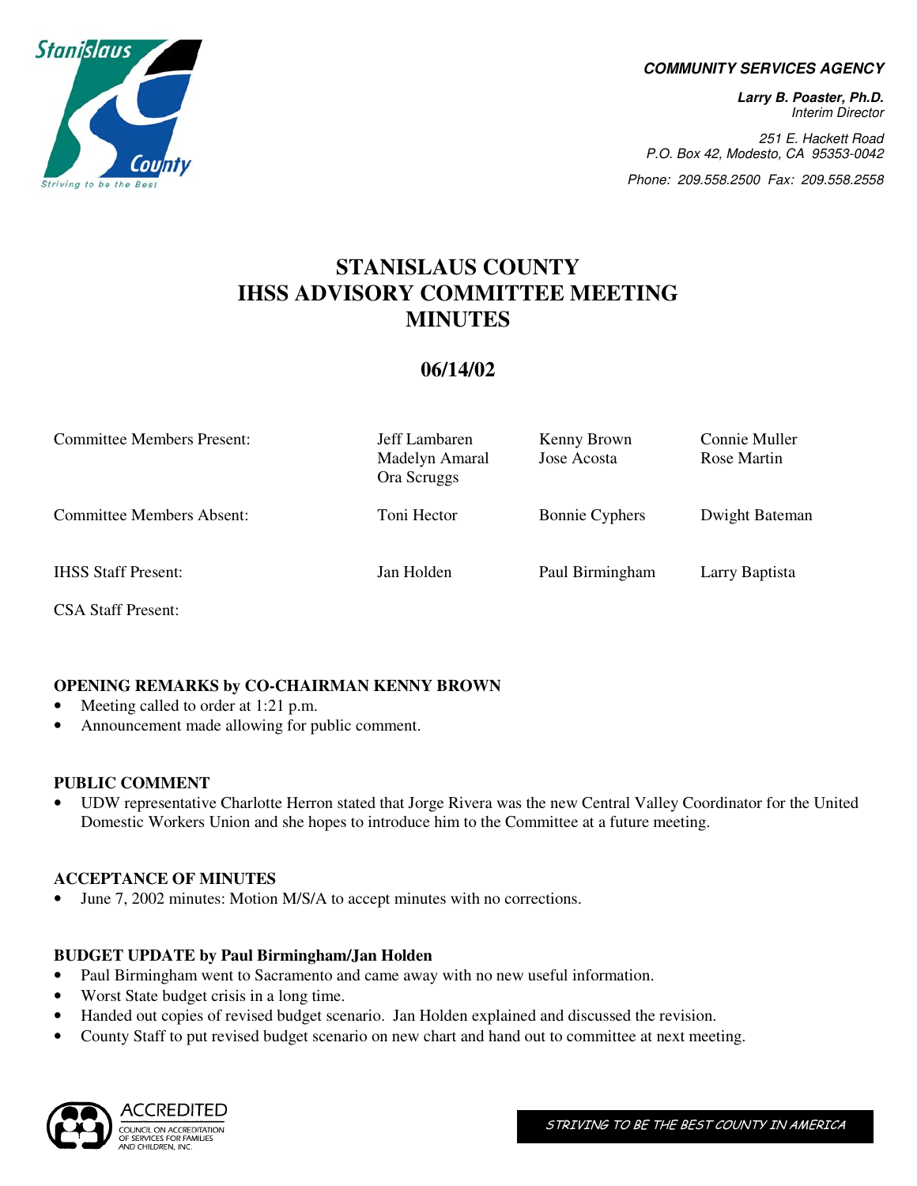**COMMUNITY SERVICES AGENCY**

**Larry B. Poaster, Ph.D.**
*Interim Director*

251 E. Hackett Road
P.O. Box 42, Modesto, CA 95353-0042
Phone: 209.558.2500 Fax: 209.558.2558

# STANISLAUS COUNTY IHSS ADVISORY COMMITTEE MEETING MINUTES

## 06/14/02

| | | | |
|---|---|---|---|
| Committee Members Present: | Jeff Lambaren<br>Madelyn Amaral<br>Ora Scruggs | Kenny Brown<br>Jose Acosta | Connie Muller<br>Rose Martin |
| Committee Members Absent: | Toni Hector | Bonnie Cyphers | Dwight Bateman |
| IHSS Staff Present: | Jan Holden | Paul Birmingham | Larry Baptista |
| CSA Staff Present: | | | |

### OPENING REMARKS by CO-CHAIRMAN KENNY BROWN

- Meeting called to order at 1:21 p.m.
- Announcement made allowing for public comment.

### PUBLIC COMMENT

- UDW representative Charlotte Herron stated that Jorge Rivera was the new Central Valley Coordinator for the United Domestic Workers Union and she hopes to introduce him to the Committee at a future meeting.

### ACCEPTANCE OF MINUTES

- June 7, 2002 minutes: Motion M/S/A to accept minutes with no corrections.

### BUDGET UPDATE by Paul Birmingham/Jan Holden

- Paul Birmingham went to Sacramento and came away with no new useful information.
- Worst State budget crisis in a long time.
- Handed out copies of revised budget scenario. Jan Holden explained and discussed the revision.
- County Staff to put revised budget scenario on new chart and hand out to committee at next meeting.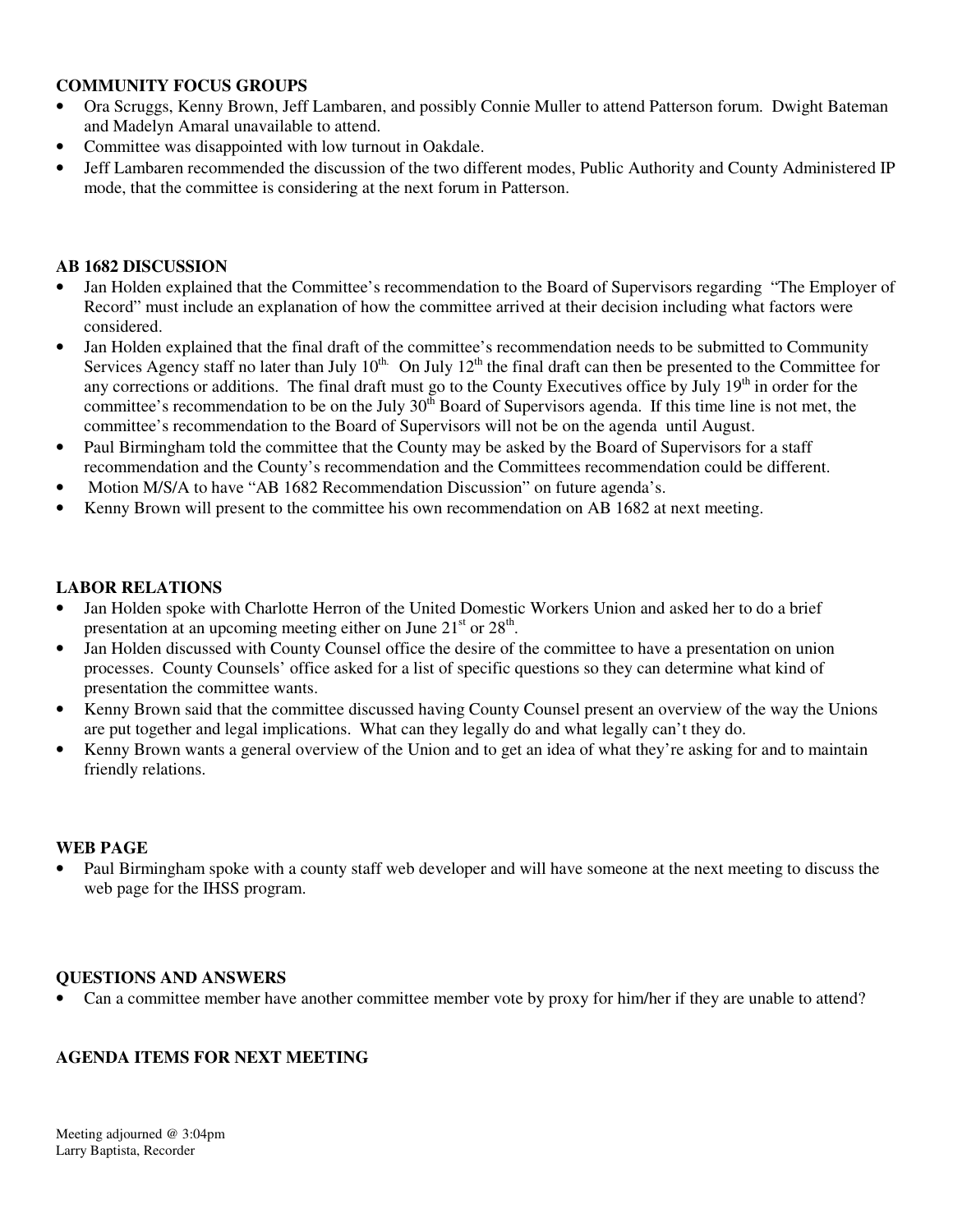## COMMUNITY FOCUS GROUPS

- Ora Scruggs, Kenny Brown, Jeff Lambaren, and possibly Connie Muller to attend Patterson forum. Dwight Bateman and Madelyn Amaral unavailable to attend.
- Committee was disappointed with low turnout in Oakdale.
- Jeff Lambaren recommended the discussion of the two different modes, Public Authority and County Administered IP mode, that the committee is considering at the next forum in Patterson.

## AB 1682 DISCUSSION

- Jan Holden explained that the Committee's recommendation to the Board of Supervisors regarding "The Employer of Record" must include an explanation of how the committee arrived at their decision including what factors were considered.
- Jan Holden explained that the final draft of the committee's recommendation needs to be submitted to Community Services Agency staff no later than July 10th. On July 12th the final draft can then be presented to the Committee for any corrections or additions. The final draft must go to the County Executives office by July 19th in order for the committee's recommendation to be on the July 30th Board of Supervisors agenda. If this time line is not met, the committee's recommendation to the Board of Supervisors will not be on the agenda until August.
- Paul Birmingham told the committee that the County may be asked by the Board of Supervisors for a staff recommendation and the County's recommendation and the Committees recommendation could be different.
- Motion M/S/A to have "AB 1682 Recommendation Discussion" on future agenda's.
- Kenny Brown will present to the committee his own recommendation on AB 1682 at next meeting.

## LABOR RELATIONS

- Jan Holden spoke with Charlotte Herron of the United Domestic Workers Union and asked her to do a brief presentation at an upcoming meeting either on June 21st or 28th.
- Jan Holden discussed with County Counsel office the desire of the committee to have a presentation on union processes. County Counsels' office asked for a list of specific questions so they can determine what kind of presentation the committee wants.
- Kenny Brown said that the committee discussed having County Counsel present an overview of the way the Unions are put together and legal implications. What can they legally do and what legally can't they do.
- Kenny Brown wants a general overview of the Union and to get an idea of what they're asking for and to maintain friendly relations.

## WEB PAGE

- Paul Birmingham spoke with a county staff web developer and will have someone at the next meeting to discuss the web page for the IHSS program.

## QUESTIONS AND ANSWERS

- Can a committee member have another committee member vote by proxy for him/her if they are unable to attend?

## AGENDA ITEMS FOR NEXT MEETING

Meeting adjourned @ 3:04pm
Larry Baptista, Recorder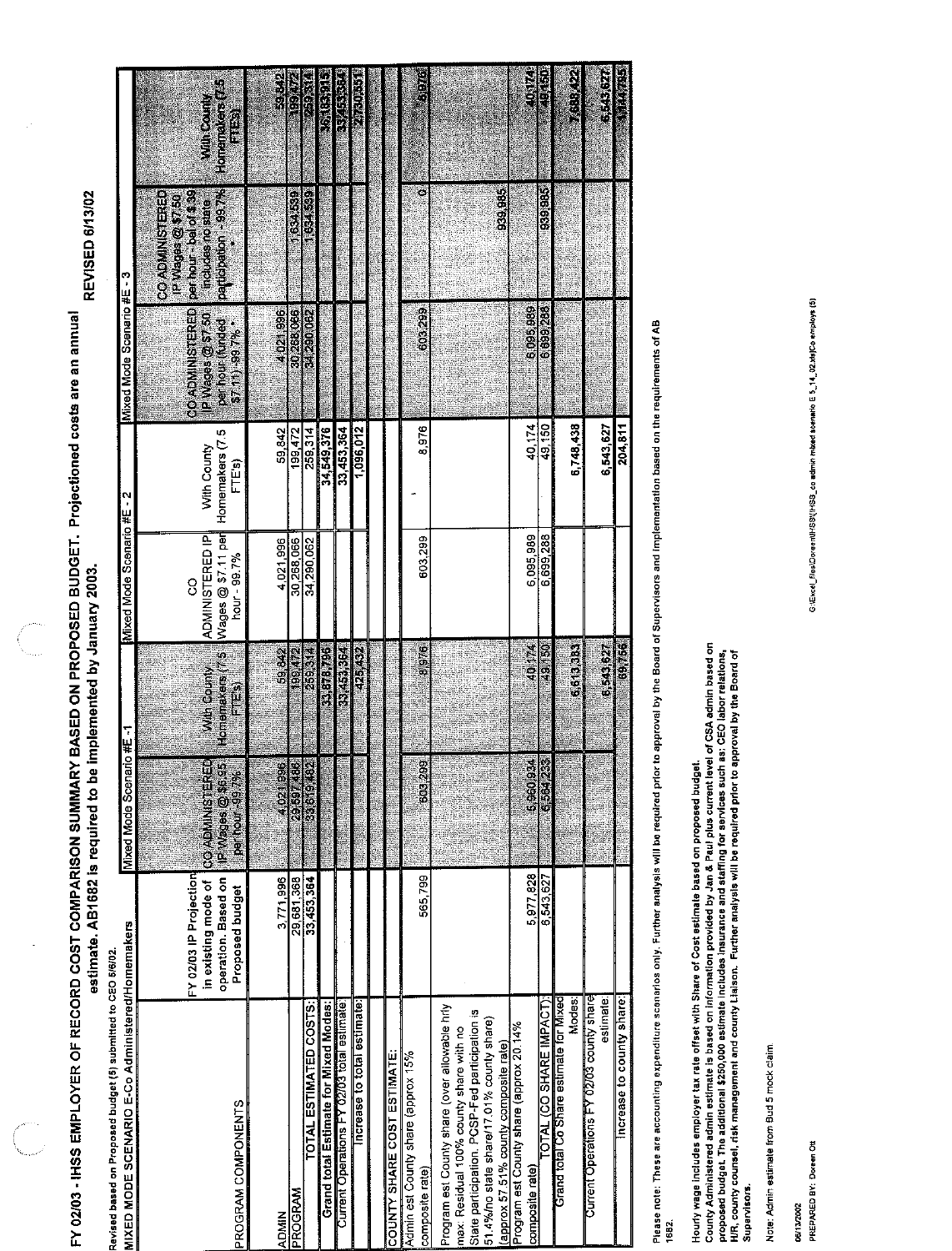# FY 02/03 - IHSS EMPLOYER OF RECORD COST COMPARISON SUMMARY BASED ON PROPOSED BUDGET. Projectioned costs are an annual estimate. AB1682 is required to be implemented by January 2003.

**REVISED 6/13/02**

Revised based on Proposed budget (5) submitted to CEO 5/6/02.

| MIXED MODE SCENARIO E-Co Administered/Homemakers | | Mixed Mode Scenario #E - 1 | | Mixed Mode Scenario #E - 2 | | Mixed Mode Scenario #E - 3 | | |
|---|---|---|---|---|---|---|---|---|
| PROGRAM COMPONENTS | FY 02/03 IP Projection in existing mode of operation. Based on Proposed budget | CO ADMINISTERED IP Wages @ $6.95 per hour - 99.7% | With County Homemakers (7.5 FTE's) | CO ADMINISTERED IP Wages @ $7.11 per hour - 99.7% | With County Homemakers (7.5 FTE's) | CO ADMINISTERED IP Wages @ $7.50 per hour (funded $7.11) - 99.7% * | CO ADMINISTERED IP Wages @ $7.50 per hour - bal of $.39 includes no state participation - 99.7% * | With County Homemakers (7.5 FTEs) |
| ADMIN | 3,771,996 | 4,021,996 | 59,842 | 4,021,996 | 59,842 | 4,021,996 | | 59,842 |
| PROGRAM | 29,681,368 | 29,597,486 | 199,472 | 30,268,066 | 199,472 | 30,268,066 | 1,634,539 | 199,472 |
| TOTAL ESTIMATED COSTS: | 33,453,364 | 33,619,482 | 259,314 | 34,290,062 | 259,314 | 34,290,062 | 1,634,539 | 259,314 |
| Grand total Estimate for Mixed Modes: | | | 33,878,796 | | 34,549,376 | | | 36,183,915 |
| Current Operations FY 02/03 total estimate | | | 33,453,364 | | 33,453,364 | | | 33,453,364 |
| Increase to total estimate: | | | 425,432 | | 1,096,012 | | | 2,730,551 |
| | | | | | | | | |
| COUNTY SHARE COST ESTIMATE: | | | | | | | | |
| Admin est County share (approx 15% composite rate) | 565,799 | 603,299 | 8,976 | 603,299 | 8,976 | 603,299 | 0 | 8,976 |
| Program est County share (over allowable hrly max: Residual 100% county share with no State participation. PCSP-Fed participation is 51.4%/no state share/17.01% county share) (approx 57.51% county composite rate) | | | | | | | 939,985 | |
| Program est County share (approx 20.14% composite rate) | 5,977,828 | 5,960,934 | 40,174 | 6,095,989 | 40,174 | 6,095,989 | | 40,174 |
| TOTAL (CO SHARE IMPACT): | 6,543,627 | 6,564,233 | 49,150 | 6,699,288 | 49,150 | 6,699,288 | 939,985 | 49,150 |
| Grand total Co Share estimate for Mixed Modes: | | | 6,613,383 | | 6,748,438 | | | 7,688,422 |
| Current Operations FY 02/03 county share estimate: | | | 6,543,627 | | 6,543,627 | | | 6,543,627 |
| Increase to county share: | | | 69,756 | | 204,811 | | | 1,144,795 |

Please note: These are accounting expenditure scenarios only. Further analysis will be required prior to approval by the Board of Supervisors and implementation based on the requirements of AB 1682.

Hourly wage includes employer tax rate offset with Share of Cost estimate based on proposed budget.
County Administered admin estimate is based on information provided by Jan & Paul plus current level of CSA admin based on proposed budget. The additional $250,000 estimate includes insurance and staffing for services such as: CEO labor relations, H/R, county counsel, risk management and county Liaison. Further analysis will be required prior to approval by the Board of Supervisors.

Note: Admin estimate from Bud 5 mock claim.

06/13/2002
PREPARED BY: Doreen Ott

G:\Excel_Files\Doreen\IHSS\[IHSS_co admin mixed scenario E 5_14_02.xls]Co employs (5)